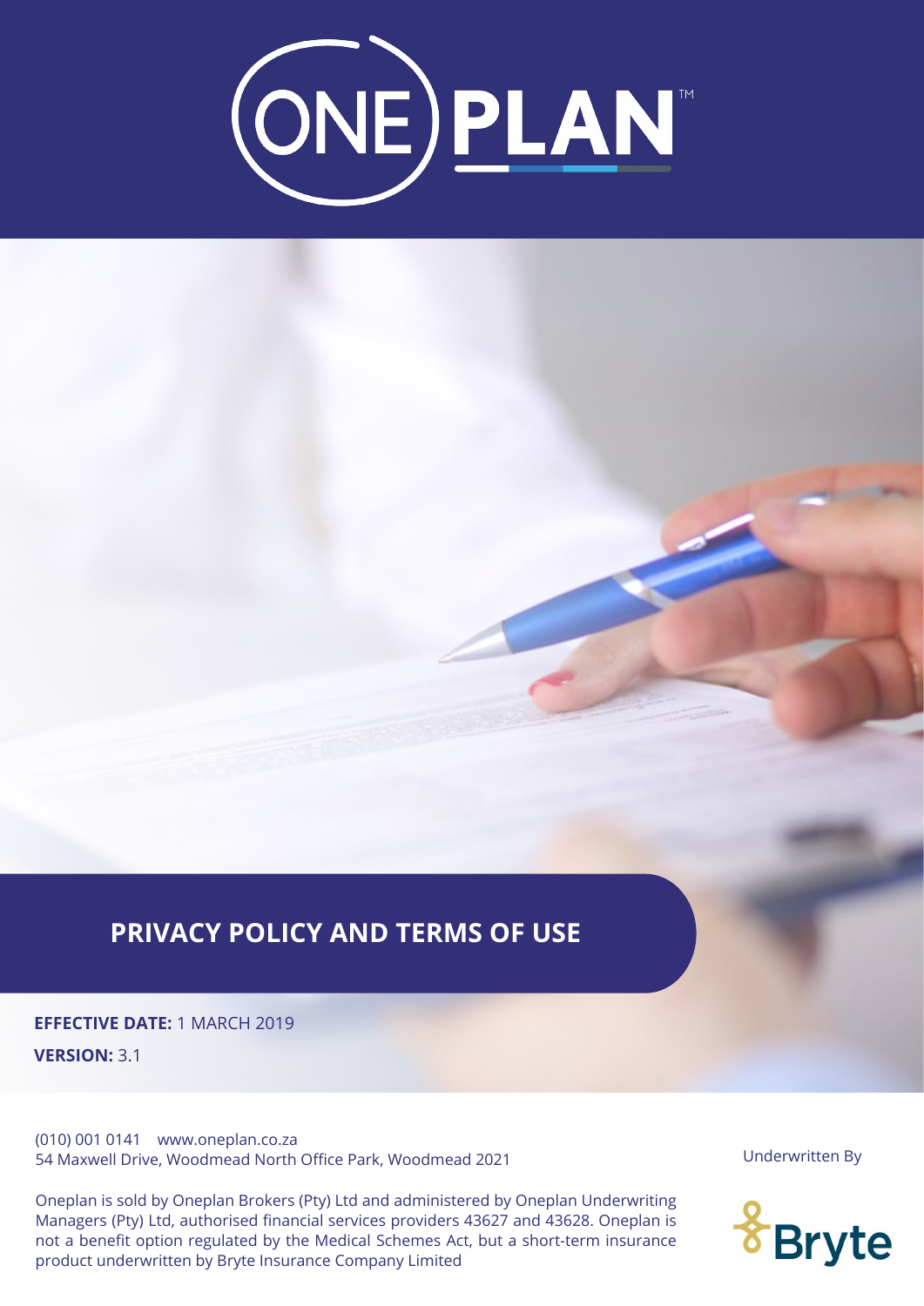# ONE PLAN™

## PRIVACY POLICY AND TERMS OF USE

**EFFECTIVE DATE:** 1 MARCH 2019

**VERSION:** 3.1

(010) 001 0141    www.oneplan.co.za
54 Maxwell Drive, Woodmead North Office Park, Woodmead 2021

Oneplan is sold by Oneplan Brokers (Pty) Ltd and administered by Oneplan Underwriting Managers (Pty) Ltd, authorised financial services providers 43627 and 43628. Oneplan is not a benefit option regulated by the Medical Schemes Act, but a short-term insurance product underwritten by Bryte Insurance Company Limited

Underwritten By

Bryte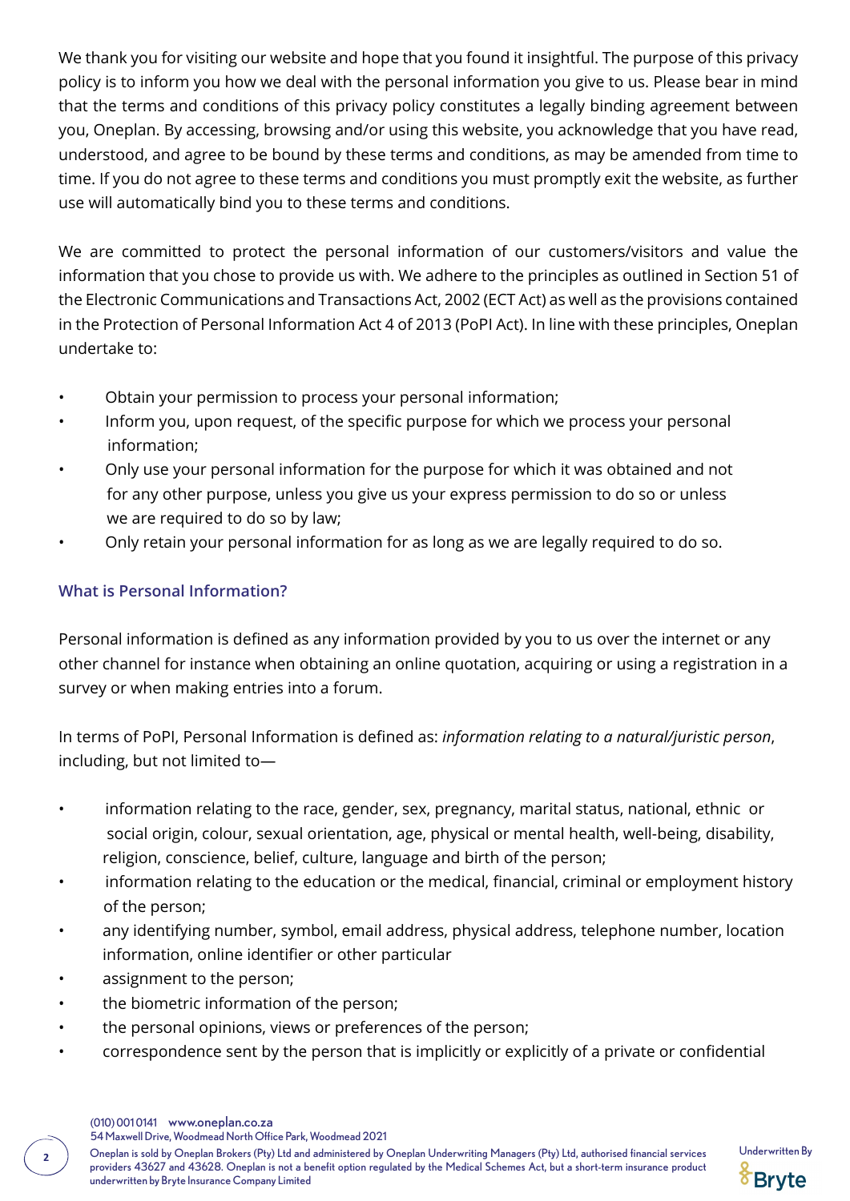We thank you for visiting our website and hope that you found it insightful. The purpose of this privacy policy is to inform you how we deal with the personal information you give to us. Please bear in mind that the terms and conditions of this privacy policy constitutes a legally binding agreement between you, Oneplan. By accessing, browsing and/or using this website, you acknowledge that you have read, understood, and agree to be bound by these terms and conditions, as may be amended from time to time. If you do not agree to these terms and conditions you must promptly exit the website, as further use will automatically bind you to these terms and conditions.

We are committed to protect the personal information of our customers/visitors and value the information that you chose to provide us with. We adhere to the principles as outlined in Section 51 of the Electronic Communications and Transactions Act, 2002 (ECT Act) as well as the provisions contained in the Protection of Personal Information Act 4 of 2013 (PoPI Act). In line with these principles, Oneplan undertake to:

- Obtain your permission to process your personal information;
- Inform you, upon request, of the specific purpose for which we process your personal information;
- Only use your personal information for the purpose for which it was obtained and not for any other purpose, unless you give us your express permission to do so or unless we are required to do so by law;
- Only retain your personal information for as long as we are legally required to do so.

## What is Personal Information?

Personal information is defined as any information provided by you to us over the internet or any other channel for instance when obtaining an online quotation, acquiring or using a registration in a survey or when making entries into a forum.

In terms of PoPI, Personal Information is defined as: *information relating to a natural/juristic person*, including, but not limited to—

- information relating to the race, gender, sex, pregnancy, marital status, national, ethnic or social origin, colour, sexual orientation, age, physical or mental health, well-being, disability, religion, conscience, belief, culture, language and birth of the person;
- information relating to the education or the medical, financial, criminal or employment history of the person;
- any identifying number, symbol, email address, physical address, telephone number, location information, online identifier or other particular
- assignment to the person;
- the biometric information of the person;
- the personal opinions, views or preferences of the person;
- correspondence sent by the person that is implicitly or explicitly of a private or confidential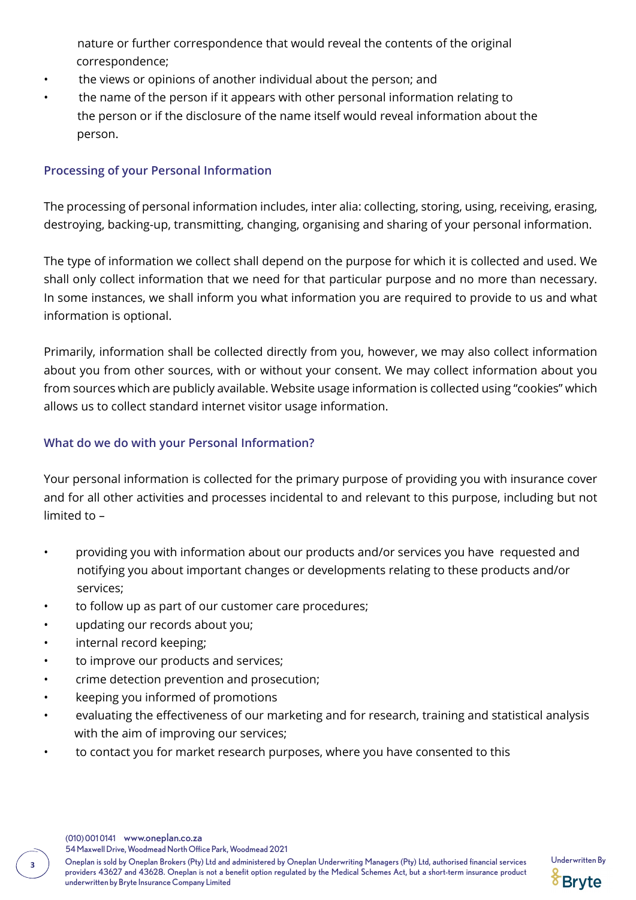nature or further correspondence that would reveal the contents of the original correspondence;

- the views or opinions of another individual about the person; and
- the name of the person if it appears with other personal information relating to the person or if the disclosure of the name itself would reveal information about the person.

### Processing of your Personal Information

The processing of personal information includes, inter alia: collecting, storing, using, receiving, erasing, destroying, backing-up, transmitting, changing, organising and sharing of your personal information.

The type of information we collect shall depend on the purpose for which it is collected and used. We shall only collect information that we need for that particular purpose and no more than necessary. In some instances, we shall inform you what information you are required to provide to us and what information is optional.

Primarily, information shall be collected directly from you, however, we may also collect information about you from other sources, with or without your consent. We may collect information about you from sources which are publicly available. Website usage information is collected using "cookies" which allows us to collect standard internet visitor usage information.

### What do we do with your Personal Information?

Your personal information is collected for the primary purpose of providing you with insurance cover and for all other activities and processes incidental to and relevant to this purpose, including but not limited to –

- providing you with information about our products and/or services you have requested and notifying you about important changes or developments relating to these products and/or services;
- to follow up as part of our customer care procedures;
- updating our records about you;
- internal record keeping;
- to improve our products and services;
- crime detection prevention and prosecution;
- keeping you informed of promotions
- evaluating the effectiveness of our marketing and for research, training and statistical analysis with the aim of improving our services;
- to contact you for market research purposes, where you have consented to this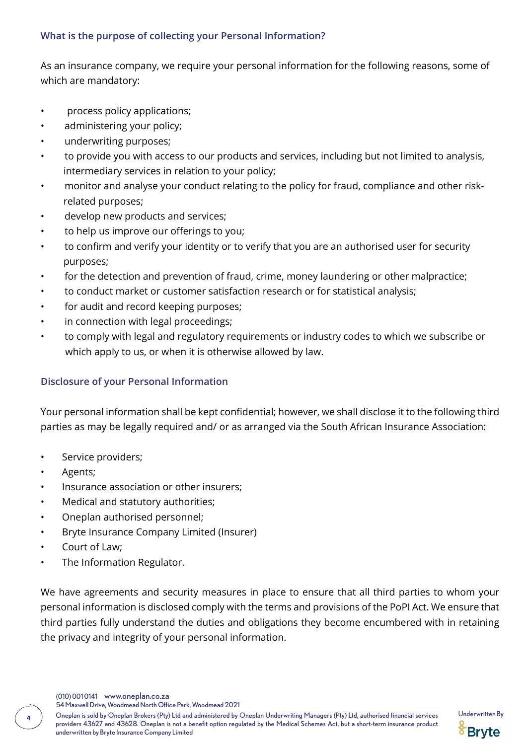### What is the purpose of collecting your Personal Information?

As an insurance company, we require your personal information for the following reasons, some of which are mandatory:

- process policy applications;
- administering your policy;
- underwriting purposes;
- to provide you with access to our products and services, including but not limited to analysis, intermediary services in relation to your policy;
- monitor and analyse your conduct relating to the policy for fraud, compliance and other risk-related purposes;
- develop new products and services;
- to help us improve our offerings to you;
- to confirm and verify your identity or to verify that you are an authorised user for security purposes;
- for the detection and prevention of fraud, crime, money laundering or other malpractice;
- to conduct market or customer satisfaction research or for statistical analysis;
- for audit and record keeping purposes;
- in connection with legal proceedings;
- to comply with legal and regulatory requirements or industry codes to which we subscribe or which apply to us, or when it is otherwise allowed by law.

### Disclosure of your Personal Information

Your personal information shall be kept confidential; however, we shall disclose it to the following third parties as may be legally required and/ or as arranged via the South African Insurance Association:

- Service providers;
- Agents;
- Insurance association or other insurers;
- Medical and statutory authorities;
- Oneplan authorised personnel;
- Bryte Insurance Company Limited (Insurer)
- Court of Law;
- The Information Regulator.

We have agreements and security measures in place to ensure that all third parties to whom your personal information is disclosed comply with the terms and provisions of the PoPI Act. We ensure that third parties fully understand the duties and obligations they become encumbered with in retaining the privacy and integrity of your personal information.

(010) 001 0141 www.oneplan.co.za
54 Maxwell Drive, Woodmead North Office Park, Woodmead 2021
Oneplan is sold by Oneplan Brokers (Pty) Ltd and administered by Oneplan Underwriting Managers (Pty) Ltd, authorised financial services providers 43627 and 43628. Oneplan is not a benefit option regulated by the Medical Schemes Act, but a short-term insurance product underwritten by Bryte Insurance Company Limited

Underwritten By Bryte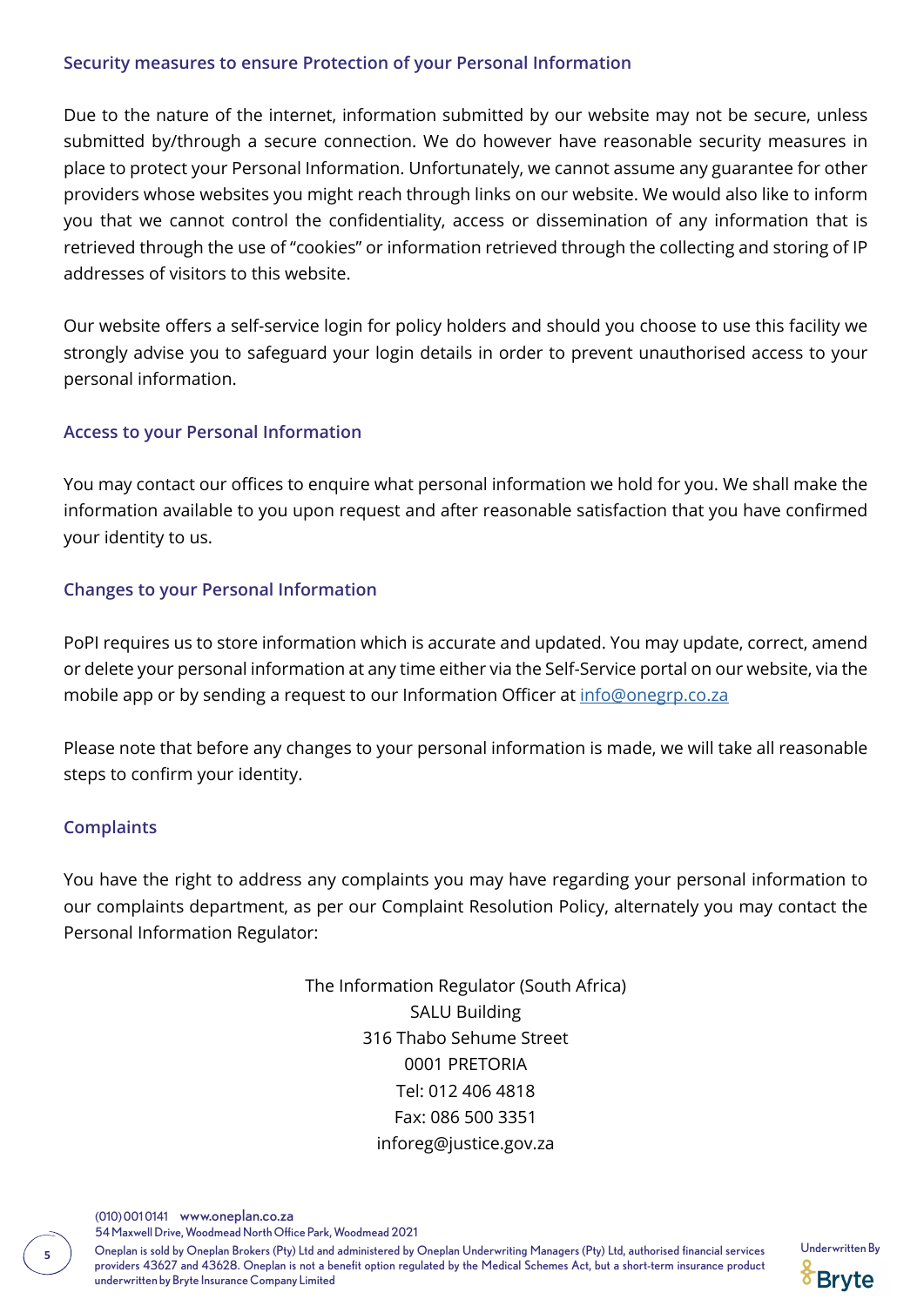### Security measures to ensure Protection of your Personal Information

Due to the nature of the internet, information submitted by our website may not be secure, unless submitted by/through a secure connection. We do however have reasonable security measures in place to protect your Personal Information. Unfortunately, we cannot assume any guarantee for other providers whose websites you might reach through links on our website. We would also like to inform you that we cannot control the confidentiality, access or dissemination of any information that is retrieved through the use of "cookies" or information retrieved through the collecting and storing of IP addresses of visitors to this website.

Our website offers a self-service login for policy holders and should you choose to use this facility we strongly advise you to safeguard your login details in order to prevent unauthorised access to your personal information.

### Access to your Personal Information

You may contact our offices to enquire what personal information we hold for you. We shall make the information available to you upon request and after reasonable satisfaction that you have confirmed your identity to us.

### Changes to your Personal Information

PoPI requires us to store information which is accurate and updated. You may update, correct, amend or delete your personal information at any time either via the Self-Service portal on our website, via the mobile app or by sending a request to our Information Officer at info@onegrp.co.za

Please note that before any changes to your personal information is made, we will take all reasonable steps to confirm your identity.

### Complaints

You have the right to address any complaints you may have regarding your personal information to our complaints department, as per our Complaint Resolution Policy, alternately you may contact the Personal Information Regulator:

The Information Regulator (South Africa)
SALU Building
316 Thabo Sehume Street
0001 PRETORIA
Tel: 012 406 4818
Fax: 086 500 3351
inforeg@justice.gov.za

(010) 001 0141 www.oneplan.co.za
54 Maxwell Drive, Woodmead North Office Park, Woodmead 2021
Oneplan is sold by Oneplan Brokers (Pty) Ltd and administered by Oneplan Underwriting Managers (Pty) Ltd, authorised financial services providers 43627 and 43628. Oneplan is not a benefit option regulated by the Medical Schemes Act, but a short-term insurance product underwritten by Bryte Insurance Company Limited

Underwritten By Bryte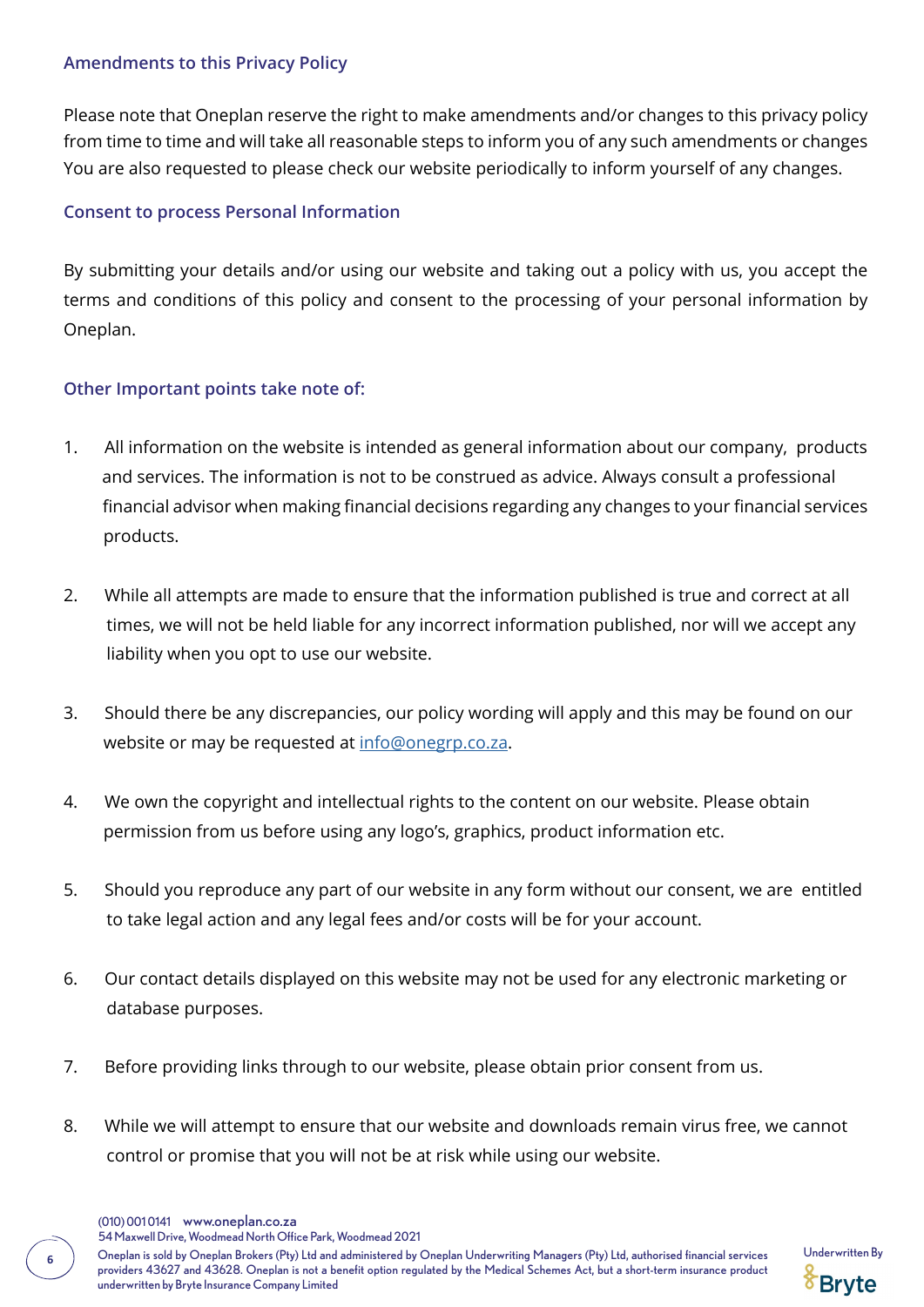### Amendments to this Privacy Policy

Please note that Oneplan reserve the right to make amendments and/or changes to this privacy policy from time to time and will take all reasonable steps to inform you of any such amendments or changes You are also requested to please check our website periodically to inform yourself of any changes.

### Consent to process Personal Information

By submitting your details and/or using our website and taking out a policy with us, you accept the terms and conditions of this policy and consent to the processing of your personal information by Oneplan.

### Other Important points take note of:

1. All information on the website is intended as general information about our company, products and services. The information is not to be construed as advice. Always consult a professional financial advisor when making financial decisions regarding any changes to your financial services products.

2. While all attempts are made to ensure that the information published is true and correct at all times, we will not be held liable for any incorrect information published, nor will we accept any liability when you opt to use our website.

3. Should there be any discrepancies, our policy wording will apply and this may be found on our website or may be requested at info@onegrp.co.za.

4. We own the copyright and intellectual rights to the content on our website. Please obtain permission from us before using any logo's, graphics, product information etc.

5. Should you reproduce any part of our website in any form without our consent, we are entitled to take legal action and any legal fees and/or costs will be for your account.

6. Our contact details displayed on this website may not be used for any electronic marketing or database purposes.

7. Before providing links through to our website, please obtain prior consent from us.

8. While we will attempt to ensure that our website and downloads remain virus free, we cannot control or promise that you will not be at risk while using our website.

(010) 001 0141 www.oneplan.co.za
54 Maxwell Drive, Woodmead North Office Park, Woodmead 2021
Oneplan is sold by Oneplan Brokers (Pty) Ltd and administered by Oneplan Underwriting Managers (Pty) Ltd, authorised financial services providers 43627 and 43628. Oneplan is not a benefit option regulated by the Medical Schemes Act, but a short-term insurance product underwritten by Bryte Insurance Company Limited

Underwritten By Bryte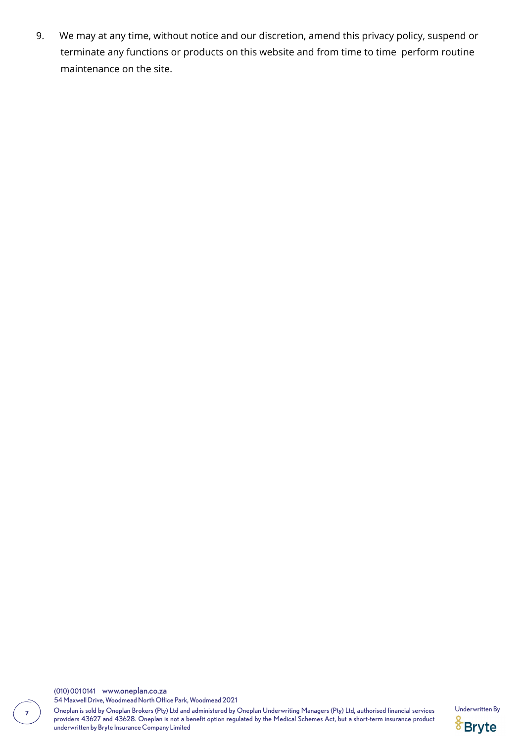9. We may at any time, without notice and our discretion, amend this privacy policy, suspend or terminate any functions or products on this website and from time to time perform routine maintenance on the site.